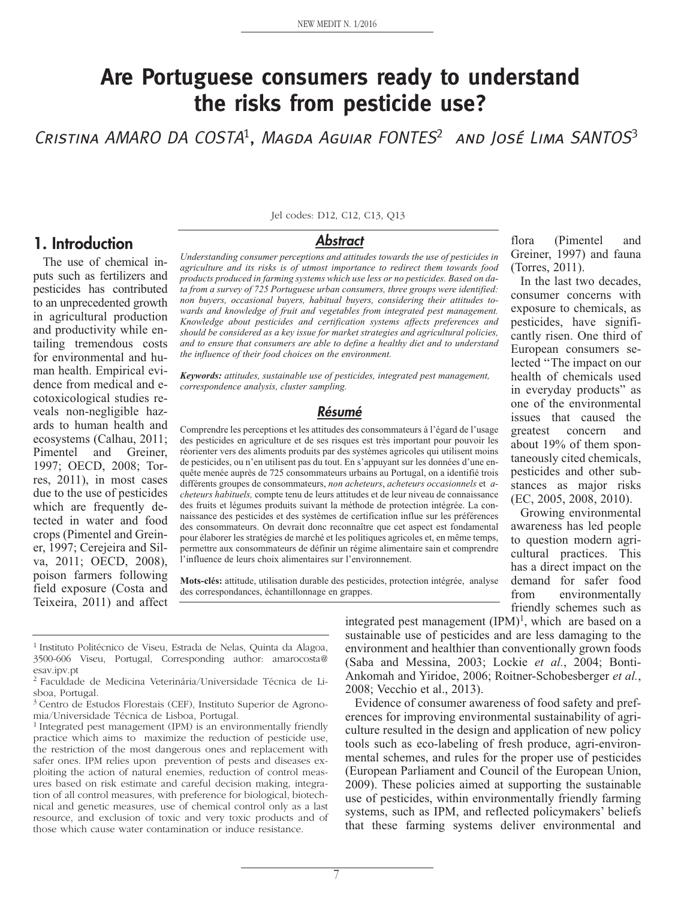# Are Portuguese consumers ready to understand the risks from pesticide use?

Cristina AMARO DA COSTA[1], Magda Aguiar FONTES[2] and José Lima SANTOS[3]

Jel codes: D12, C12, C13, Q13

## Abstract

*Understanding consumer perceptions and attitudes towards the use of pesticides in agriculture and its risks is of utmost importance to redirect them towards food products produced in farming systems which use less or no pesticides. Based on data from a survey of 725 Portuguese urban consumers, three groups were identified: non buyers, occasional buyers, habitual buyers, considering their attitudes towards and knowledge of fruit and vegetables from integrated pest management. Knowledge about pesticides and certification systems affects preferences and should be considered as a key issue for market strategies and agricultural policies, and to ensure that consumers are able to define a healthy diet and to understand the influence of their food choices on the environment.*

***Keywords:*** *attitudes, sustainable use of pesticides, integrated pest management, correspondence analysis, cluster sampling.*

## Résumé

Comprendre les perceptions et les attitudes des consommateurs à l'égard de l'usage des pesticides en agriculture et de ses risques est très important pour pouvoir les réorienter vers des aliments produits par des systèmes agricoles qui utilisent moins de pesticides, ou n'en utilisent pas du tout. En s'appuyant sur les données d'une enquête menée auprès de 725 consommateurs urbains au Portugal, on a identifié trois différents groupes de consommateurs, *non acheteurs*, *acheteurs occasionnels* et *acheteurs habituels,* compte tenu de leurs attitudes et de leur niveau de connaissance des fruits et légumes produits suivant la méthode de protection intégrée. La connaissance des pesticides et des systèmes de certification influe sur les préférences des consommateurs. On devrait donc reconnaître que cet aspect est fondamental pour élaborer les stratégies de marché et les politiques agricoles et, en même temps, permettre aux consommateurs de définir un régime alimentaire sain et comprendre l'influence de leurs choix alimentaires sur l'environnement.

**Mots-clés:** attitude, utilisation durable des pesticides, protection intégrée, analyse des correspondances, échantillonnage en grappes.

## 1. Introduction

The use of chemical inputs such as fertilizers and pesticides has contributed to an unprecedented growth in agricultural production and productivity while entailing tremendous costs for environmental and human health. Empirical evidence from medical and ecotoxicological studies reveals non-negligible hazards to human health and ecosystems (Calhau, 2011; Pimentel and Greiner, 1997; OECD, 2008; Torres, 2011), in most cases due to the use of pesticides which are frequently detected in water and food crops (Pimentel and Greiner, 1997; Cerejeira and Silva, 2011; OECD, 2008), poison farmers following field exposure (Costa and Teixeira, 2011) and affect flora (Pimentel and Greiner, 1997) and fauna (Torres, 2011).

In the last two decades, consumer concerns with exposure to chemicals, as pesticides, have significantly risen. One third of European consumers selected "The impact on our health of chemicals used in everyday products" as one of the environmental issues that caused the greatest concern and about 19% of them spontaneously cited chemicals, pesticides and other substances as major risks (EC, 2005, 2008, 2010).

Growing environmental awareness has led people to question modern agricultural practices. This has a direct impact on the demand for safer food from environmentally friendly schemes such as integrated pest management (IPM)[1], which are based on a sustainable use of pesticides and are less damaging to the environment and healthier than conventionally grown foods (Saba and Messina, 2003; Lockie *et al.*, 2004; Bonti-Ankomah and Yiridoe, 2006; Roitner-Schobesberger *et al.*, 2008; Vecchio et al., 2013).

Evidence of consumer awareness of food safety and preferences for improving environmental sustainability of agriculture resulted in the design and application of new policy tools such as eco-labeling of fresh produce, agri-environmental schemes, and rules for the proper use of pesticides (European Parliament and Council of the European Union, 2009). These policies aimed at supporting the sustainable use of pesticides, within environmentally friendly farming systems, such as IPM, and reflected policymakers' beliefs that these farming systems deliver environmental and

---

[1] Instituto Politécnico de Viseu, Estrada de Nelas, Quinta da Alagoa, 3500-606 Viseu, Portugal, Corresponding author: amarocosta@esav.ipv.pt

[2] Faculdade de Medicina Veterinária/Universidade Técnica de Lisboa, Portugal.

[3] Centro de Estudos Florestais (CEF), Instituto Superior de Agronomia/Universidade Técnica de Lisboa, Portugal.

[1] Integrated pest management (IPM) is an environmentally friendly practice which aims to maximize the reduction of pesticide use, the restriction of the most dangerous ones and replacement with safer ones. IPM relies upon prevention of pests and diseases exploiting the action of natural enemies, reduction of control measures based on risk estimate and careful decision making, integration of all control measures, with preference for biological, biotechnical and genetic measures, use of chemical control only as a last resource, and exclusion of toxic and very toxic products and of those which cause water contamination or induce resistance.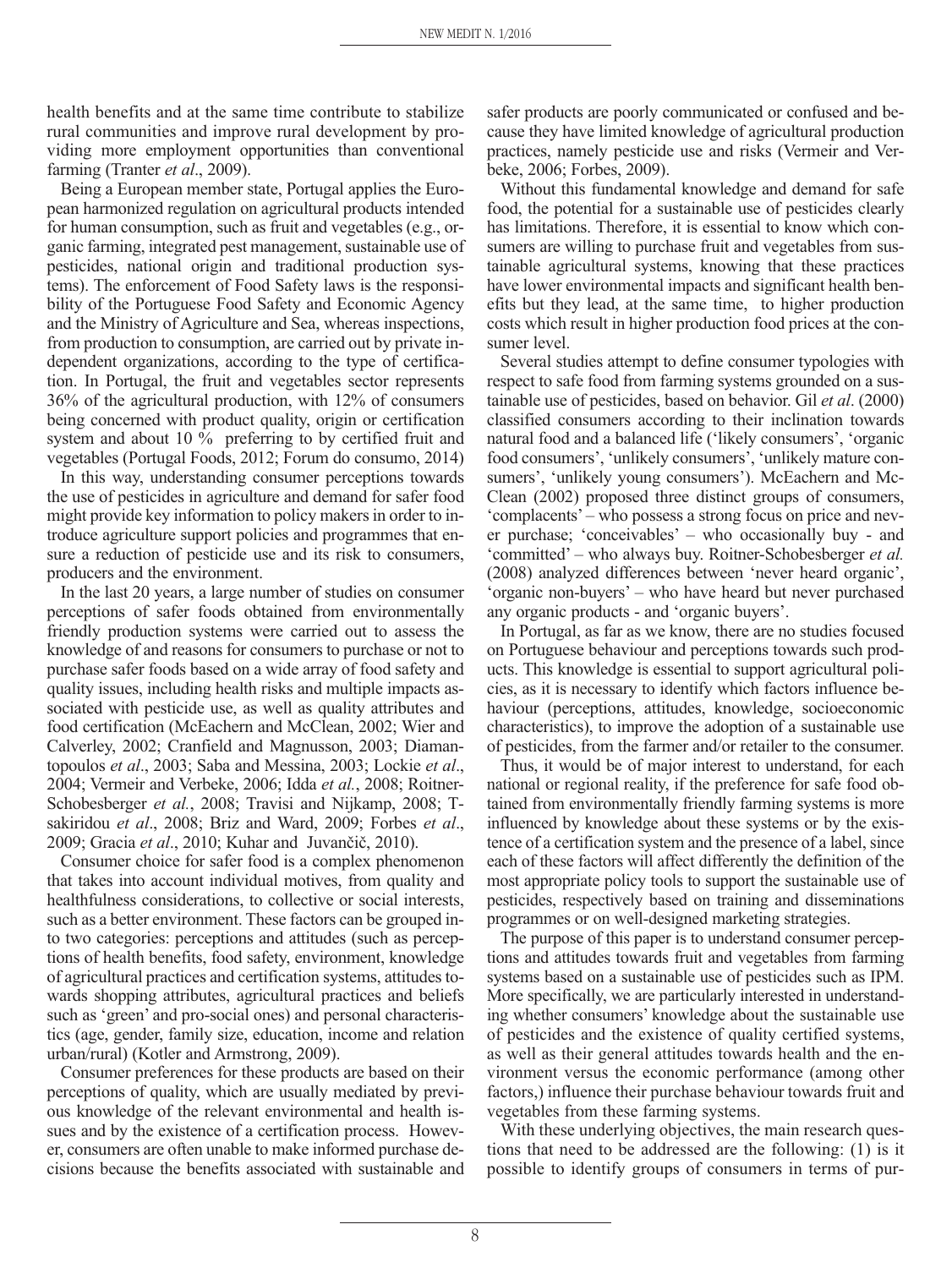health benefits and at the same time contribute to stabilize rural communities and improve rural development by providing more employment opportunities than conventional farming (Tranter *et al*., 2009).

Being a European member state, Portugal applies the European harmonized regulation on agricultural products intended for human consumption, such as fruit and vegetables (e.g., organic farming, integrated pest management, sustainable use of pesticides, national origin and traditional production systems). The enforcement of Food Safety laws is the responsibility of the Portuguese Food Safety and Economic Agency and the Ministry of Agriculture and Sea, whereas inspections, from production to consumption, are carried out by private independent organizations, according to the type of certification. In Portugal, the fruit and vegetables sector represents 36% of the agricultural production, with 12% of consumers being concerned with product quality, origin or certification system and about 10 % preferring to by certified fruit and vegetables (Portugal Foods, 2012; Forum do consumo, 2014)

In this way, understanding consumer perceptions towards the use of pesticides in agriculture and demand for safer food might provide key information to policy makers in order to introduce agriculture support policies and programmes that ensure a reduction of pesticide use and its risk to consumers, producers and the environment.

In the last 20 years, a large number of studies on consumer perceptions of safer foods obtained from environmentally friendly production systems were carried out to assess the knowledge of and reasons for consumers to purchase or not to purchase safer foods based on a wide array of food safety and quality issues, including health risks and multiple impacts associated with pesticide use, as well as quality attributes and food certification (McEachern and McClean, 2002; Wier and Calverley, 2002; Cranfield and Magnusson, 2003; Diamantopoulos *et al*., 2003; Saba and Messina, 2003; Lockie *et al*., 2004; Vermeir and Verbeke, 2006; Idda *et al.*, 2008; Roitner-Schobesberger *et al.*, 2008; Travisi and Nijkamp, 2008; Tsakiridou *et al*., 2008; Briz and Ward, 2009; Forbes *et al*., 2009; Gracia *et al*., 2010; Kuhar and Juvančič, 2010).

Consumer choice for safer food is a complex phenomenon that takes into account individual motives, from quality and healthfulness considerations, to collective or social interests, such as a better environment. These factors can be grouped into two categories: perceptions and attitudes (such as perceptions of health benefits, food safety, environment, knowledge of agricultural practices and certification systems, attitudes towards shopping attributes, agricultural practices and beliefs such as 'green' and pro-social ones) and personal characteristics (age, gender, family size, education, income and relation urban/rural) (Kotler and Armstrong, 2009).

Consumer preferences for these products are based on their perceptions of quality, which are usually mediated by previous knowledge of the relevant environmental and health issues and by the existence of a certification process. However, consumers are often unable to make informed purchase decisions because the benefits associated with sustainable and safer products are poorly communicated or confused and because they have limited knowledge of agricultural production practices, namely pesticide use and risks (Vermeir and Verbeke, 2006; Forbes, 2009).

Without this fundamental knowledge and demand for safe food, the potential for a sustainable use of pesticides clearly has limitations. Therefore, it is essential to know which consumers are willing to purchase fruit and vegetables from sustainable agricultural systems, knowing that these practices have lower environmental impacts and significant health benefits but they lead, at the same time, to higher production costs which result in higher production food prices at the consumer level.

Several studies attempt to define consumer typologies with respect to safe food from farming systems grounded on a sustainable use of pesticides, based on behavior. Gil *et al*. (2000) classified consumers according to their inclination towards natural food and a balanced life ('likely consumers', 'organic food consumers', 'unlikely consumers', 'unlikely mature consumers', 'unlikely young consumers'). McEachern and McClean (2002) proposed three distinct groups of consumers, 'complacents' – who possess a strong focus on price and never purchase; 'conceivables' – who occasionally buy - and 'committed' – who always buy. Roitner-Schobesberger *et al.* (2008) analyzed differences between 'never heard organic', 'organic non-buyers' – who have heard but never purchased any organic products - and 'organic buyers'.

In Portugal, as far as we know, there are no studies focused on Portuguese behaviour and perceptions towards such products. This knowledge is essential to support agricultural policies, as it is necessary to identify which factors influence behaviour (perceptions, attitudes, knowledge, socioeconomic characteristics), to improve the adoption of a sustainable use of pesticides, from the farmer and/or retailer to the consumer.

Thus, it would be of major interest to understand, for each national or regional reality, if the preference for safe food obtained from environmentally friendly farming systems is more influenced by knowledge about these systems or by the existence of a certification system and the presence of a label, since each of these factors will affect differently the definition of the most appropriate policy tools to support the sustainable use of pesticides, respectively based on training and disseminations programmes or on well-designed marketing strategies.

The purpose of this paper is to understand consumer perceptions and attitudes towards fruit and vegetables from farming systems based on a sustainable use of pesticides such as IPM. More specifically, we are particularly interested in understanding whether consumers' knowledge about the sustainable use of pesticides and the existence of quality certified systems, as well as their general attitudes towards health and the environment versus the economic performance (among other factors,) influence their purchase behaviour towards fruit and vegetables from these farming systems.

With these underlying objectives, the main research questions that need to be addressed are the following: (1) is it possible to identify groups of consumers in terms of pur-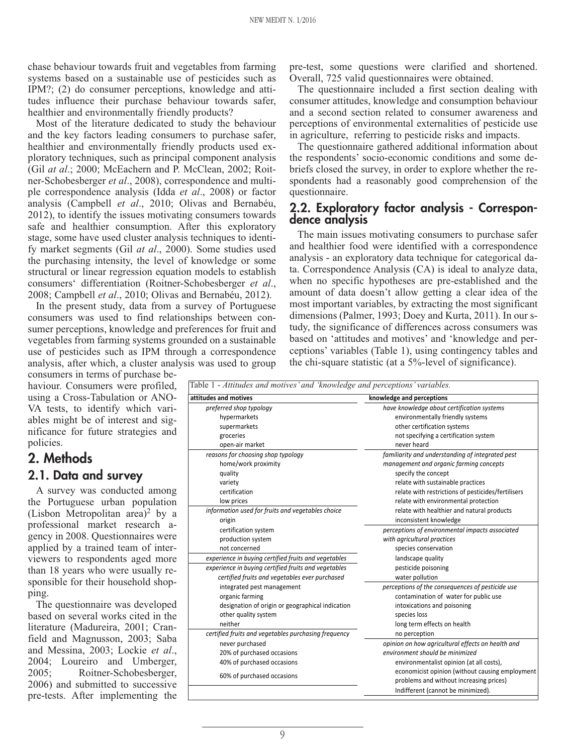chase behaviour towards fruit and vegetables from farming systems based on a sustainable use of pesticides such as IPM?; (2) do consumer perceptions, knowledge and attitudes influence their purchase behaviour towards safer, healthier and environmentally friendly products?

Most of the literature dedicated to study the behaviour and the key factors leading consumers to purchase safer, healthier and environmentally friendly products used exploratory techniques, such as principal component analysis (Gil *at al*.; 2000; McEachern and P. McClean, 2002; Roitner-Schobesberger *et al*., 2008), correspondence and multiple correspondence analysis (Idda *et al*., 2008) or factor analysis (Campbell *et al*., 2010; Olivas and Bernabéu, 2012), to identify the issues motivating consumers towards safe and healthier consumption. After this exploratory stage, some have used cluster analysis techniques to identify market segments (Gil *at al*., 2000). Some studies used the purchasing intensity, the level of knowledge or some structural or linear regression equation models to establish consumers' differentiation (Roitner-Schobesberger *et al*., 2008; Campbell *et al*., 2010; Olivas and Bernabéu, 2012).

In the present study, data from a survey of Portuguese consumers was used to find relationships between consumer perceptions, knowledge and preferences for fruit and vegetables from farming systems grounded on a sustainable use of pesticides such as IPM through a correspondence analysis, after which, a cluster analysis was used to group consumers in terms of purchase behaviour. Consumers were profiled, using a Cross-Tabulation or ANOVA tests, to identify which variables might be of interest and significance for future strategies and policies.

## 2. Methods

### 2.1. Data and survey

A survey was conducted among the Portuguese urban population (Lisbon Metropolitan area)[2] by a professional market research agency in 2008. Questionnaires were applied by a trained team of interviewers to respondents aged more than 18 years who were usually responsible for their household shopping.

The questionnaire was developed based on several works cited in the literature (Madureira, 2001; Cranfield and Magnusson, 2003; Saba and Messina, 2003; Lockie *et al*., 2004; Loureiro and Umberger, 2005; Roitner-Schobesberger, 2006) and submitted to successive pre-tests. After implementing the pre-test, some questions were clarified and shortened. Overall, 725 valid questionnaires were obtained.

The questionnaire included a first section dealing with consumer attitudes, knowledge and consumption behaviour and a second section related to consumer awareness and perceptions of environmental externalities of pesticide use in agriculture, referring to pesticide risks and impacts.

The questionnaire gathered additional information about the respondents' socio-economic conditions and some debriefs closed the survey, in order to explore whether the respondents had a reasonably good comprehension of the questionnaire.

### 2.2. Exploratory factor analysis - Correspondence analysis

The main issues motivating consumers to purchase safer and healthier food were identified with a correspondence analysis - an exploratory data technique for categorical data. Correspondence Analysis (CA) is ideal to analyze data, when no specific hypotheses are pre-established and the amount of data doesn't allow getting a clear idea of the most important variables, by extracting the most significant dimensions (Palmer, 1993; Doey and Kurta, 2011). In our study, the significance of differences across consumers was based on 'attitudes and motives' and 'knowledge and perceptions' variables (Table 1), using contingency tables and the chi-square statistic (at a 5%-level of significance).

Table 1 - *Attitudes and motives' and 'knowledge and perceptions' variables.*

| attitudes and motives | knowledge and perceptions |
|---|---|
| *preferred shop typology* | *have knowledge about certification systems* |
| hypermarkets | environmentally friendly systems |
| supermarkets | other certification systems |
| groceries | not specifying a certification system |
| open-air market | never heard |
| *reasons for choosing shop typology* | *familiarity and understanding of integrated pest management and organic farming concepts* |
| home/work proximity | specify the concept |
| quality | relate with sustainable practices |
| variety | relate with restrictions of pesticides/fertilisers |
| certification | relate with environmental protection |
| low prices | relate with healthier and natural products |
| *information used for fruits and vegetables choice* | inconsistent knowledge |
| origin | *perceptions of environmental impacts associated with agricultural practices* |
| certification system | species conservation |
| production system | landscape quality |
| not concerned | pesticide poisoning |
| *experience in buying certified fruits and vegetables* | water pollution |
| *experience in buying certified fruits and vegetables* | *perceptions of the consequences of pesticide use* |
| *certified fruits and vegetables ever purchased* | contamination of water for public use |
| integrated pest management | intoxications and poisoning |
| organic farming | species loss |
| designation of origin or geographical indication | long term effects on health |
| other quality system | no perception |
| neither | *opinion on how agricultural effects on health and environment should be minimized* |
| *certified fruits and vegetables purchasing frequency* | environmentalist opinion (at all costs), |
| never purchased | economicist opinion (without causing employment problems and without increasing prices) |
| 20% of purchased occasions | Indifferent (cannot be minimized). |
| 40% of purchased occasions | |
| 60% of purchased occasions | |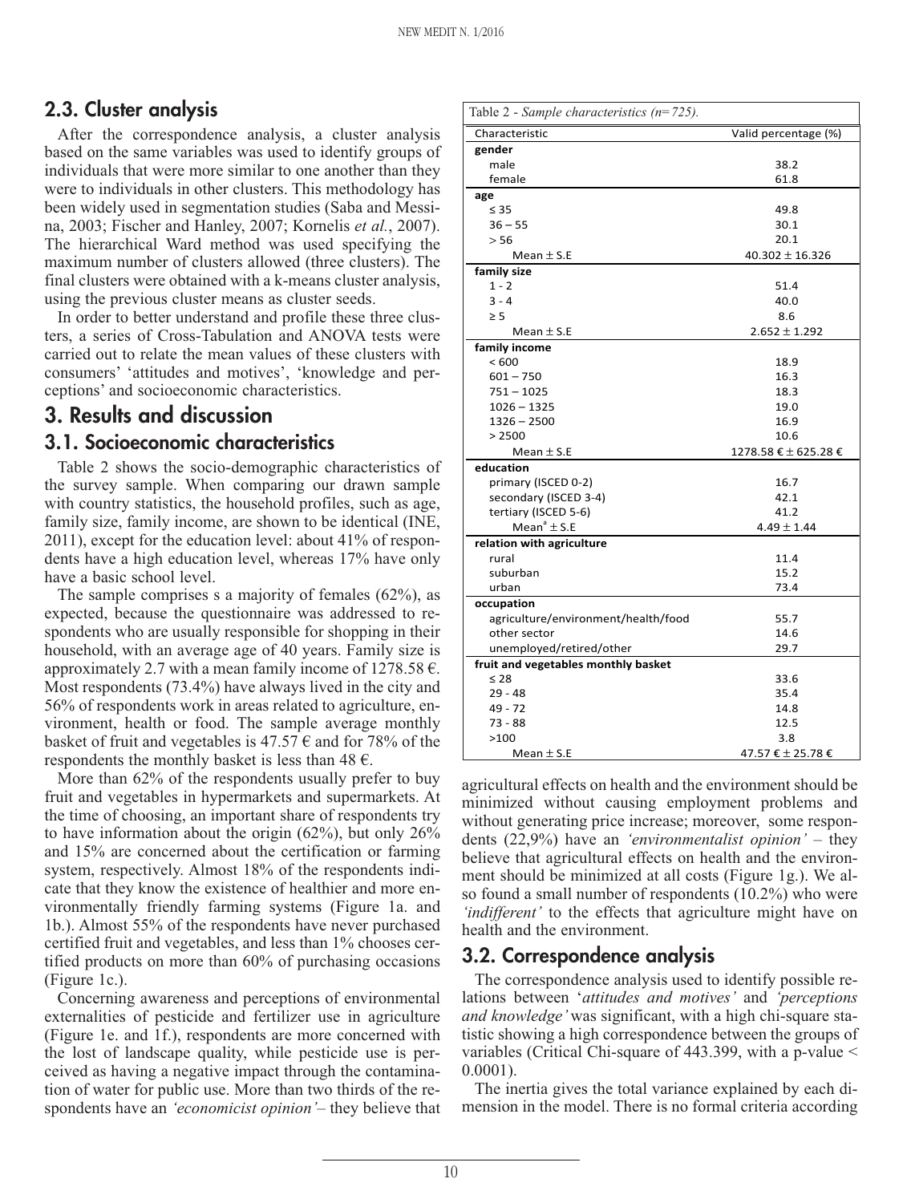## 2.3. Cluster analysis

After the correspondence analysis, a cluster analysis based on the same variables was used to identify groups of individuals that were more similar to one another than they were to individuals in other clusters. This methodology has been widely used in segmentation studies (Saba and Messina, 2003; Fischer and Hanley, 2007; Kornelis *et al.*, 2007). The hierarchical Ward method was used specifying the maximum number of clusters allowed (three clusters). The final clusters were obtained with a k-means cluster analysis, using the previous cluster means as cluster seeds.

In order to better understand and profile these three clusters, a series of Cross-Tabulation and ANOVA tests were carried out to relate the mean values of these clusters with consumers' 'attitudes and motives', 'knowledge and perceptions' and socioeconomic characteristics.

# 3. Results and discussion

## 3.1. Socioeconomic characteristics

Table 2 shows the socio-demographic characteristics of the survey sample. When comparing our drawn sample with country statistics, the household profiles, such as age, family size, family income, are shown to be identical (INE, 2011), except for the education level: about 41% of respondents have a high education level, whereas 17% have only have a basic school level.

The sample comprises s a majority of females (62%), as expected, because the questionnaire was addressed to respondents who are usually responsible for shopping in their household, with an average age of 40 years. Family size is approximately 2.7 with a mean family income of 1278.58 €. Most respondents (73.4%) have always lived in the city and 56% of respondents work in areas related to agriculture, environment, health or food. The sample average monthly basket of fruit and vegetables is 47.57 € and for 78% of the respondents the monthly basket is less than 48 €.

More than 62% of the respondents usually prefer to buy fruit and vegetables in hypermarkets and supermarkets. At the time of choosing, an important share of respondents try to have information about the origin (62%), but only 26% and 15% are concerned about the certification or farming system, respectively. Almost 18% of the respondents indicate that they know the existence of healthier and more environmentally friendly farming systems (Figure 1a. and 1b.). Almost 55% of the respondents have never purchased certified fruit and vegetables, and less than 1% chooses certified products on more than 60% of purchasing occasions (Figure 1c.).

Concerning awareness and perceptions of environmental externalities of pesticide and fertilizer use in agriculture (Figure 1e. and 1f.), respondents are more concerned with the lost of landscape quality, while pesticide use is perceived as having a negative impact through the contamination of water for public use. More than two thirds of the respondents have an *'economicist opinion'*– they believe that agricultural effects on health and the environment should be minimized without causing employment problems and without generating price increase; moreover, some respondents (22,9%) have an *'environmentalist opinion'* – they believe that agricultural effects on health and the environment should be minimized at all costs (Figure 1g.). We also found a small number of respondents (10.2%) who were *'indifferent'* to the effects that agriculture might have on health and the environment.

Table 2 - *Sample characteristics (n=725).*

| Characteristic | Valid percentage (%) |
|---|---|
| **gender** | |
| male | 38.2 |
| female | 61.8 |
| **age** | |
| ≤ 35 | 49.8 |
| 36 – 55 | 30.1 |
| > 56 | 20.1 |
| Mean ± S.E | 40.302 ± 16.326 |
| **family size** | |
| 1 - 2 | 51.4 |
| 3 - 4 | 40.0 |
| ≥ 5 | 8.6 |
| Mean ± S.E | 2.652 ± 1.292 |
| **family income** | |
| < 600 | 18.9 |
| 601 – 750 | 16.3 |
| 751 – 1025 | 18.3 |
| 1026 – 1325 | 19.0 |
| 1326 – 2500 | 16.9 |
| > 2500 | 10.6 |
| Mean ± S.E | 1278.58 € ± 625.28 € |
| **education** | |
| primary (ISCED 0-2) | 16.7 |
| secondary (ISCED 3-4) | 42.1 |
| tertiary (ISCED 5-6) | 41.2 |
| Mean[a] ± S.E | 4.49 ± 1.44 |
| **relation with agriculture** | |
| rural | 11.4 |
| suburban | 15.2 |
| urban | 73.4 |
| **occupation** | |
| agriculture/environment/health/food | 55.7 |
| other sector | 14.6 |
| unemployed/retired/other | 29.7 |
| **fruit and vegetables monthly basket** | |
| ≤ 28 | 33.6 |
| 29 - 48 | 35.4 |
| 49 - 72 | 14.8 |
| 73 - 88 | 12.5 |
| >100 | 3.8 |
| Mean ± S.E | 47.57 € ± 25.78 € |

## 3.2. Correspondence analysis

The correspondence analysis used to identify possible relations between '*attitudes and motives'* and *'perceptions and knowledge'* was significant, with a high chi-square statistic showing a high correspondence between the groups of variables (Critical Chi-square of 443.399, with a p-value $< 0.0001$).

The inertia gives the total variance explained by each dimension in the model. There is no formal criteria according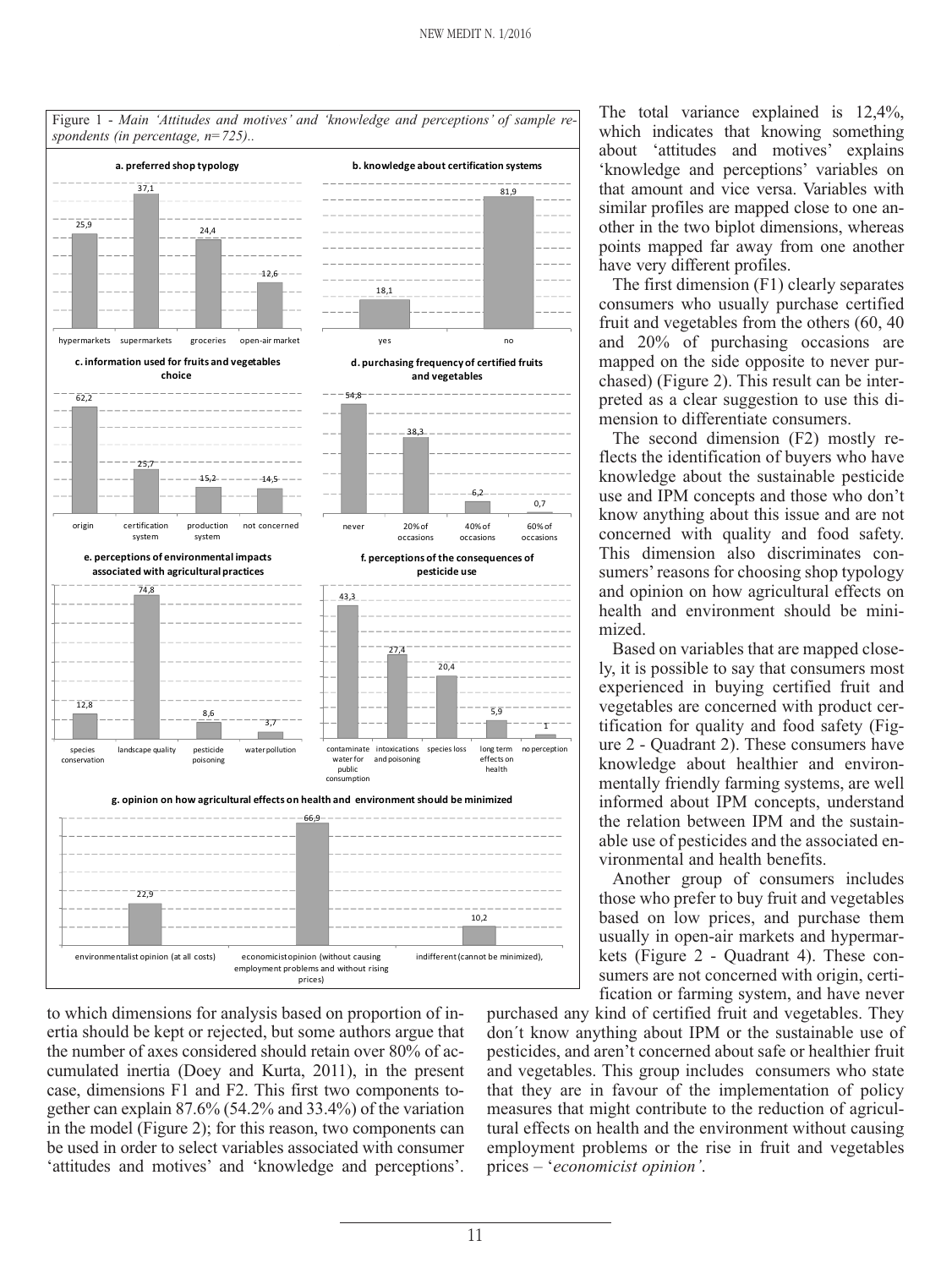Figure 1 - *Main 'Attitudes and motives' and 'knowledge and perceptions' of sample respondents (in percentage, n=725)..*

**a. preferred shop typology**

| hypermarkets | supermarkets | groceries | open-air market |
|---|---|---|---|
| 25,9 | 37,1 | 24,4 | 12,6 |

**b. knowledge about certification systems**

| yes | no |
|---|---|
| 18,1 | 81,9 |

**c. information used for fruits and vegetables choice**

| origin | certification system | production system | not concerned |
|---|---|---|---|
| 62,2 | 25,7 | 15,2 | 14,5 |

**d. purchasing frequency of certified fruits and vegetables**

| never | 20% of occasions | 40% of occasions | 60% of occasions |
|---|---|---|---|
| 54,8 | 38,3 | 6,2 | 0,7 |

**e. perceptions of environmental impacts associated with agricultural practices**

| species conservation | landscape quality | pesticide poisoning | water pollution |
|---|---|---|---|
| 12,8 | 74,8 | 8,6 | 3,7 |

**f. perceptions of the consequences of pesticide use**

| contaminate water for public consumption | intoxications and poisoning | species loss | long term effects on health | no perception |
|---|---|---|---|---|
| 43,3 | 27,4 | 20,4 | 5,9 | 1 |

**g. opinion on how agricultural effects on health and environment should be minimized**

| environmentalist opinion (at all costs) | economicist opinion (without causing employment problems and without rising prices) | indifferent (cannot be minimized), |
|---|---|---|
| 22,9 | 66,9 | 10,2 |

to which dimensions for analysis based on proportion of inertia should be kept or rejected, but some authors argue that the number of axes considered should retain over 80% of accumulated inertia (Doey and Kurta, 2011), in the present case, dimensions F1 and F2. This first two components together can explain 87.6% (54.2% and 33.4%) of the variation in the model (Figure 2); for this reason, two components can be used in order to select variables associated with consumer 'attitudes and motives' and 'knowledge and perceptions'.

The total variance explained is 12,4%, which indicates that knowing something about 'attitudes and motives' explains 'knowledge and perceptions' variables on that amount and vice versa. Variables with similar profiles are mapped close to one another in the two biplot dimensions, whereas points mapped far away from one another have very different profiles.

The first dimension (F1) clearly separates consumers who usually purchase certified fruit and vegetables from the others (60, 40 and 20% of purchasing occasions are mapped on the side opposite to never purchased) (Figure 2). This result can be interpreted as a clear suggestion to use this dimension to differentiate consumers.

The second dimension (F2) mostly reflects the identification of buyers who have knowledge about the sustainable pesticide use and IPM concepts and those who don't know anything about this issue and are not concerned with quality and food safety. This dimension also discriminates consumers' reasons for choosing shop typology and opinion on how agricultural effects on health and environment should be minimized.

Based on variables that are mapped closely, it is possible to say that consumers most experienced in buying certified fruit and vegetables are concerned with product certification for quality and food safety (Figure 2 - Quadrant 2). These consumers have knowledge about healthier and environmentally friendly farming systems, are well informed about IPM concepts, understand the relation between IPM and the sustainable use of pesticides and the associated environmental and health benefits.

Another group of consumers includes those who prefer to buy fruit and vegetables based on low prices, and purchase them usually in open-air markets and hypermarkets (Figure 2 - Quadrant 4). These consumers are not concerned with origin, certification or farming system, and have never purchased any kind of certified fruit and vegetables. They don´t know anything about IPM or the sustainable use of pesticides, and aren't concerned about safe or healthier fruit and vegetables. This group includes consumers who state that they are in favour of the implementation of policy measures that might contribute to the reduction of agricultural effects on health and the environment without causing employment problems or the rise in fruit and vegetables prices – '*economicist opinion'*.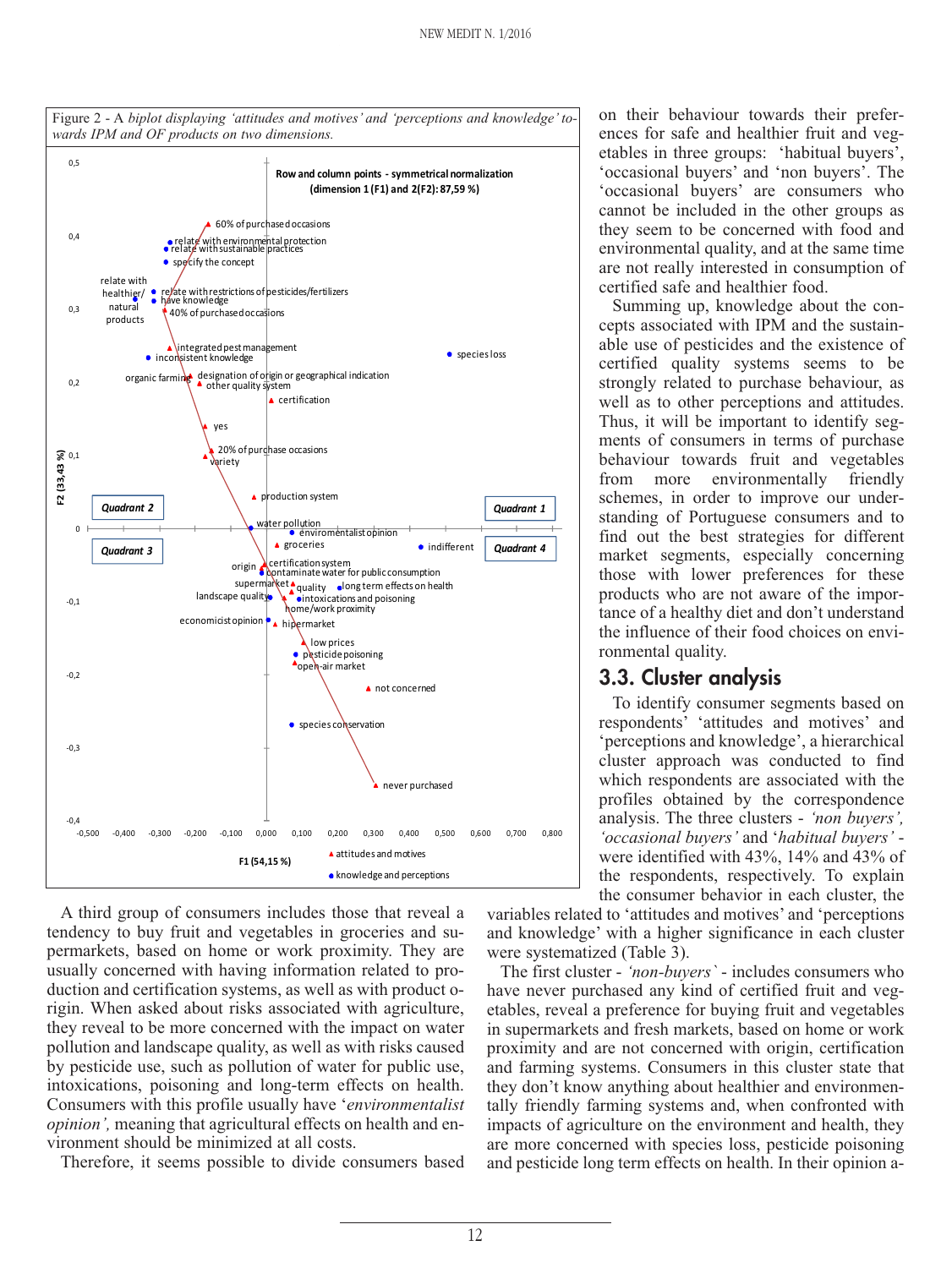Figure 2 - A *biplot displaying 'attitudes and motives' and 'perceptions and knowledge' towards IPM and OF products on two dimensions.*

A third group of consumers includes those that reveal a tendency to buy fruit and vegetables in groceries and supermarkets, based on home or work proximity. They are usually concerned with having information related to production and certification systems, as well as with product origin. When asked about risks associated with agriculture, they reveal to be more concerned with the impact on water pollution and landscape quality, as well as with risks caused by pesticide use, such as pollution of water for public use, intoxications, poisoning and long-term effects on health. Consumers with this profile usually have '*environmentalist opinion'*, meaning that agricultural effects on health and environment should be minimized at all costs.

Therefore, it seems possible to divide consumers based on their behaviour towards their preferences for safe and healthier fruit and vegetables in three groups: 'habitual buyers', 'occasional buyers' and 'non buyers'. The 'occasional buyers' are consumers who cannot be included in the other groups as they seem to be concerned with food and environmental quality, and at the same time are not really interested in consumption of certified safe and healthier food.

Summing up, knowledge about the concepts associated with IPM and the sustainable use of pesticides and the existence of certified quality systems seems to be strongly related to purchase behaviour, as well as to other perceptions and attitudes. Thus, it will be important to identify segments of consumers in terms of purchase behaviour towards fruit and vegetables from more environmentally friendly schemes, in order to improve our understanding of Portuguese consumers and to find out the best strategies for different market segments, especially concerning those with lower preferences for these products who are not aware of the importance of a healthy diet and don't understand the influence of their food choices on environmental quality.

## 3.3. Cluster analysis

To identify consumer segments based on respondents' 'attitudes and motives' and 'perceptions and knowledge', a hierarchical cluster approach was conducted to find which respondents are associated with the profiles obtained by the correspondence analysis. The three clusters - *'non buyers', 'occasional buyers'* and '*habitual buyers'* - were identified with 43%, 14% and 43% of the respondents, respectively. To explain the consumer behavior in each cluster, the variables related to 'attitudes and motives' and 'perceptions and knowledge' with a higher significance in each cluster were systematized (Table 3).

The first cluster - *'non-buyers`* - includes consumers who have never purchased any kind of certified fruit and vegetables, reveal a preference for buying fruit and vegetables in supermarkets and fresh markets, based on home or work proximity and are not concerned with origin, certification and farming systems. Consumers in this cluster state that they don't know anything about healthier and environmentally friendly farming systems and, when confronted with impacts of agriculture on the environment and health, they are more concerned with species loss, pesticide poisoning and pesticide long term effects on health. In their opinion a-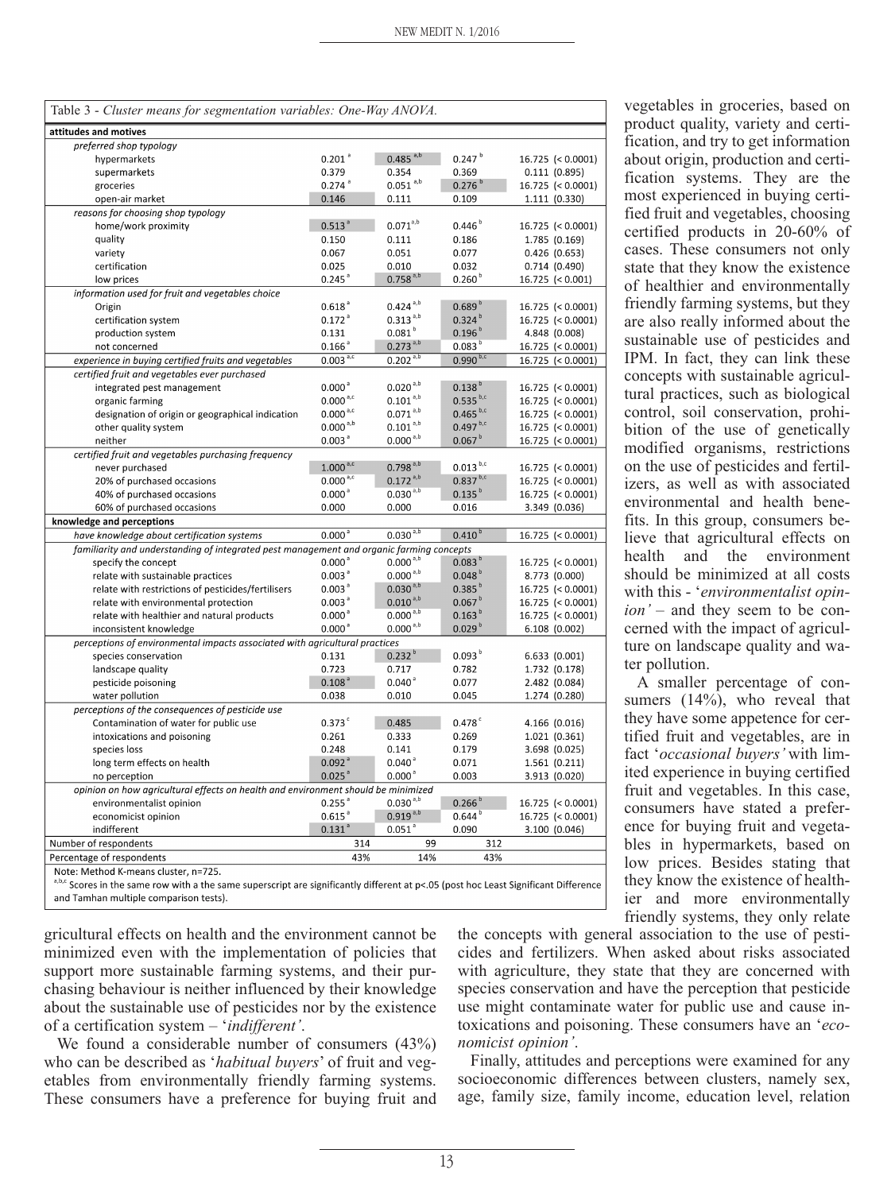Table 3 - *Cluster means for segmentation variables: One-Way ANOVA.*

| | | | | |
|---|---|---|---|---|
| **attitudes and motives** | | | | |
| *preferred shop typology* | | | | |
| hypermarkets | 0.201 [a] | 0.485 [a,b] | 0.247 [b] | 16.725 (< 0.0001) |
| supermarkets | 0.379 | 0.354 | 0.369 | 0.111 (0.895) |
| groceries | 0.274 [a] | 0.051 [a,b] | 0.276 [b] | 16.725 (< 0.0001) |
| open-air market | 0.146 | 0.111 | 0.109 | 1.111 (0.330) |
| *reasons for choosing shop typology* | | | | |
| home/work proximity | 0.513 [a] | 0.071 [a,b] | 0.446 [b] | 16.725 (< 0.0001) |
| quality | 0.150 | 0.111 | 0.186 | 1.785 (0.169) |
| variety | 0.067 | 0.051 | 0.077 | 0.426 (0.653) |
| certification | 0.025 | 0.010 | 0.032 | 0.714 (0.490) |
| low prices | 0.245 [a] | 0.758 [a,b] | 0.260 [b] | 16.725 (< 0.001) |
| *information used for fruit and vegetables choice* | | | | |
| Origin | 0.618 [a] | 0.424 [a,b] | 0.689 [b] | 16.725 (< 0.0001) |
| certification system | 0.172 [a] | 0.313 [a,b] | 0.324 [b] | 16.725 (< 0.0001) |
| production system | 0.131 | 0.081 [b] | 0.196 [b] | 4.848 (0.008) |
| not concerned | 0.166 [a] | 0.273 [a,b] | 0.083 [b] | 16.725 (< 0.0001) |
| *experience in buying certified fruits and vegetables* | 0.003 [a,c] | 0.202 [a,b] | 0.990 [b,c] | 16.725 (< 0.0001) |
| *certified fruit and vegetables ever purchased* | | | | |
| integrated pest management | 0.000 [a] | 0.020 [a,b] | 0.138 [b] | 16.725 (< 0.0001) |
| organic farming | 0.000 [a,c] | 0.101 [a,b] | 0.535 [b,c] | 16.725 (< 0.0001) |
| designation of origin or geographical indication | 0.000 [a,c] | 0.071 [a,b] | 0.465 [b,c] | 16.725 (< 0.0001) |
| other quality system | 0.000 [a,b] | 0.101 [a,b] | 0.497 [b,c] | 16.725 (< 0.0001) |
| neither | 0.003 [a] | 0.000 [a,b] | 0.067 [b] | 16.725 (< 0.0001) |
| *certified fruit and vegetables purchasing frequency* | | | | |
| never purchased | 1.000 [a,c] | 0.798 [a,b] | 0.013 [b,c] | 16.725 (< 0.0001) |
| 20% of purchased occasions | 0.000 [a,c] | 0.172 [a,b] | 0.837 [b,c] | 16.725 (< 0.0001) |
| 40% of purchased occasions | 0.000 [a] | 0.030 [a,b] | 0.135 [b] | 16.725 (< 0.0001) |
| 60% of purchased occasions | 0.000 | 0.000 | 0.016 | 3.349 (0.036) |
| **knowledge and perceptions** | | | | |
| *have knowledge about certification systems* | 0.000 [a] | 0.030 [a,b] | 0.410 [b] | 16.725 (< 0.0001) |
| *familiarity and understanding of integrated pest management and organic farming concepts* | | | | |
| specify the concept | 0.000 [a] | 0.000 [a,b] | 0.083 [b] | 16.725 (< 0.0001) |
| relate with sustainable practices | 0.003 [a] | 0.000 [a,b] | 0.048 [b] | 8.773 (0.000) |
| relate with restrictions of pesticides/fertilisers | 0.003 [a] | 0.030 [a,b] | 0.385 [b] | 16.725 (< 0.0001) |
| relate with environmental protection | 0.003 [a] | 0.010 [a,b] | 0.067 [b] | 16.725 (< 0.0001) |
| relate with healthier and natural products | 0.000 [a] | 0.000 [a,b] | 0.163 [b] | 16.725 (< 0.0001) |
| inconsistent knowledge | 0.000 [a] | 0.000 [a,b] | 0.029 [b] | 6.108 (0.002) |
| *perceptions of environmental impacts associated with agricultural practices* | | | | |
| species conservation | 0.131 | 0.232 [b] | 0.093 [b] | 6.633 (0.001) |
| landscape quality | 0.723 | 0.717 | 0.782 | 1.732 (0.178) |
| pesticide poisoning | 0.108 [a] | 0.040 [a] | 0.077 | 2.482 (0.084) |
| water pollution | 0.038 | 0.010 | 0.045 | 1.274 (0.280) |
| *perceptions of the consequences of pesticide use* | | | | |
| Contamination of water for public use | 0.373 [c] | 0.485 | 0.478 [c] | 4.166 (0.016) |
| intoxications and poisoning | 0.261 | 0.333 | 0.269 | 1.021 (0.361) |
| species loss | 0.248 | 0.141 | 0.179 | 3.698 (0.025) |
| long term effects on health | 0.092 [a] | 0.040 [a] | 0.071 | 1.561 (0.211) |
| no perception | 0.025 [a] | 0.000 [a] | 0.003 | 3.913 (0.020) |
| *opinion on how agricultural effects on health and environment should be minimized* | | | | |
| environmentalist opinion | 0.255 [a] | 0.030 [a,b] | 0.266 [b] | 16.725 (< 0.0001) |
| economicist opinion | 0.615 [a] | 0.919 [a,b] | 0.644 [b] | 16.725 (< 0.0001) |
| indifferent | 0.131 [a] | 0.051 [a] | 0.090 | 3.100 (0.046) |
| Number of respondents | 314 | 99 | 312 | |
| Percentage of respondents | 43% | 14% | 43% | |

Note: Method K-means cluster, n=725.
[a,b,c] Scores in the same row with a the same superscript are significantly different at p<.05 (post hoc Least Significant Difference and Tamhan multiple comparison tests).

gricultural effects on health and the environment cannot be minimized even with the implementation of policies that support more sustainable farming systems, and their purchasing behaviour is neither influenced by their knowledge about the sustainable use of pesticides nor by the existence of a certification system – '*indifferent'*.

We found a considerable number of consumers (43%) who can be described as '*habitual buyers*' of fruit and vegetables from environmentally friendly farming systems. These consumers have a preference for buying fruit and vegetables in groceries, based on product quality, variety and certification, and try to get information about origin, production and certification systems. They are the most experienced in buying certified fruit and vegetables, choosing certified products in 20-60% of cases. These consumers not only state that they know the existence of healthier and environmentally friendly farming systems, but they are also really informed about the sustainable use of pesticides and IPM. In fact, they can link these concepts with sustainable agricultural practices, such as biological control, soil conservation, prohibition of the use of genetically modified organisms, restrictions on the use of pesticides and fertilizers, as well as with associated environmental and health benefits. In this group, consumers believe that agricultural effects on health and the environment should be minimized at all costs with this - '*environmentalist opinion'* – and they seem to be concerned with the impact of agriculture on landscape quality and water pollution.

A smaller percentage of consumers (14%), who reveal that they have some appetence for certified fruit and vegetables, are in fact '*occasional buyers'* with limited experience in buying certified fruit and vegetables. In this case, consumers have stated a preference for buying fruit and vegetables in hypermarkets, based on low prices. Besides stating that they know the existence of healthier and more environmentally friendly systems, they only relate the concepts with general association to the use of pesticides and fertilizers. When asked about risks associated with agriculture, they state that they are concerned with species conservation and have the perception that pesticide use might contaminate water for public use and cause intoxications and poisoning. These consumers have an '*economicist opinion'*.

Finally, attitudes and perceptions were examined for any socioeconomic differences between clusters, namely sex, age, family size, family income, education level, relation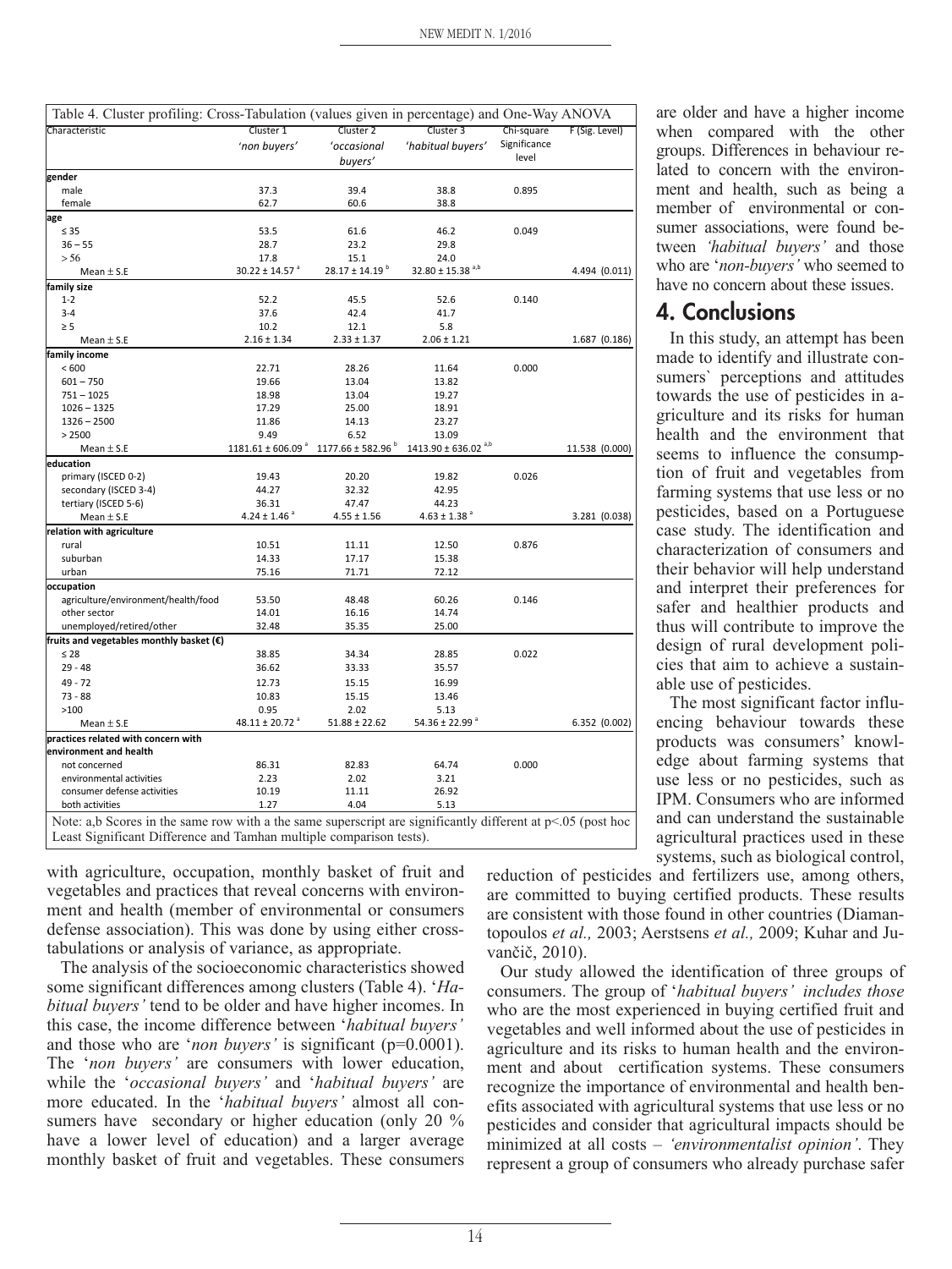Table 4. Cluster profiling: Cross-Tabulation (values given in percentage) and One-Way ANOVA

| Characteristic | Cluster 1 'non buyers' | Cluster 2 'occasional buyers' | Cluster 3 'habitual buyers' | Chi-square Significance level | F (Sig. Level) |
|---|---|---|---|---|---|
| **gender** | | | | | |
| male | 37.3 | 39.4 | 38.8 | 0.895 | |
| female | 62.7 | 60.6 | 38.8 | | |
| **age** | | | | | |
| ≤ 35 | 53.5 | 61.6 | 46.2 | 0.049 | |
| 36 – 55 | 28.7 | 23.2 | 29.8 | | |
| > 56 | 17.8 | 15.1 | 24.0 | | |
| Mean ± S.E | 30.22 ± 14.57 [a] | 28.17 ± 14.19 [b] | 32.80 ± 15.38 [a,b] | | 4.494 (0.011) |
| **family size** | | | | | |
| 1-2 | 52.2 | 45.5 | 52.6 | 0.140 | |
| 3-4 | 37.6 | 42.4 | 41.7 | | |
| ≥ 5 | 10.2 | 12.1 | 5.8 | | |
| Mean ± S.E | 2.16 ± 1.34 | 2.33 ± 1.37 | 2.06 ± 1.21 | | 1.687 (0.186) |
| **family income** | | | | | |
| < 600 | 22.71 | 28.26 | 11.64 | 0.000 | |
| 601 – 750 | 19.66 | 13.04 | 13.82 | | |
| 751 – 1025 | 18.98 | 13.04 | 19.27 | | |
| 1026 – 1325 | 17.29 | 25.00 | 18.91 | | |
| 1326 – 2500 | 11.86 | 14.13 | 23.27 | | |
| > 2500 | 9.49 | 6.52 | 13.09 | | |
| Mean ± S.E | 1181.61 ± 606.09 [a] | 1177.66 ± 582.96 [b] | 1413.90 ± 636.02 [a,b] | | 11.538 (0.000) |
| **education** | | | | | |
| primary (ISCED 0-2) | 19.43 | 20.20 | 19.82 | 0.026 | |
| secondary (ISCED 3-4) | 44.27 | 32.32 | 42.95 | | |
| tertiary (ISCED 5-6) | 36.31 | 47.47 | 44.23 | | |
| Mean ± S.E | 4.24 ± 1.46 [a] | 4.55 ± 1.56 | 4.63 ± 1.38 [a] | | 3.281 (0.038) |
| **relation with agriculture** | | | | | |
| rural | 10.51 | 11.11 | 12.50 | 0.876 | |
| suburban | 14.33 | 17.17 | 15.38 | | |
| urban | 75.16 | 71.71 | 72.12 | | |
| **occupation** | | | | | |
| agriculture/environment/health/food | 53.50 | 48.48 | 60.26 | 0.146 | |
| other sector | 14.01 | 16.16 | 14.74 | | |
| unemployed/retired/other | 32.48 | 35.35 | 25.00 | | |
| **fruits and vegetables monthly basket (€)** | | | | | |
| ≤ 28 | 38.85 | 34.34 | 28.85 | 0.022 | |
| 29 - 48 | 36.62 | 33.33 | 35.57 | | |
| 49 - 72 | 12.73 | 15.15 | 16.99 | | |
| 73 - 88 | 10.83 | 15.15 | 13.46 | | |
| >100 | 0.95 | 2.02 | 5.13 | | |
| Mean ± S.E | 48.11 ± 20.72 [a] | 51.88 ± 22.62 | 54.36 ± 22.99 [a] | | 6.352 (0.002) |
| **practices related with concern with environment and health** | | | | | |
| not concerned | 86.31 | 82.83 | 64.74 | 0.000 | |
| environmental activities | 2.23 | 2.02 | 3.21 | | |
| consumer defense activities | 10.19 | 11.11 | 26.92 | | |
| both activities | 1.27 | 4.04 | 5.13 | | |

Note: a,b Scores in the same row with a the same superscript are significantly different at p<.05 (post hoc Least Significant Difference and Tamhan multiple comparison tests).

with agriculture, occupation, monthly basket of fruit and vegetables and practices that reveal concerns with environment and health (member of environmental or consumers defense association). This was done by using either cross-tabulations or analysis of variance, as appropriate.

The analysis of the socioeconomic characteristics showed some significant differences among clusters (Table 4). '*Habitual buyers'* tend to be older and have higher incomes. In this case, the income difference between '*habitual buyers'* and those who are '*non buyers'* is significant (p=0.0001). The '*non buyers'* are consumers with lower education, while the '*occasional buyers'* and '*habitual buyers'* are more educated. In the '*habitual buyers'* almost all consumers have secondary or higher education (only 20 % have a lower level of education) and a larger average monthly basket of fruit and vegetables. These consumers are older and have a higher income when compared with the other groups. Differences in behaviour related to concern with the environment and health, such as being a member of environmental or consumer associations, were found between *'habitual buyers'* and those who are '*non-buyers'* who seemed to have no concern about these issues.

## 4. Conclusions

In this study, an attempt has been made to identify and illustrate consumers` perceptions and attitudes towards the use of pesticides in agriculture and its risks for human health and the environment that seems to influence the consumption of fruit and vegetables from farming systems that use less or no pesticides, based on a Portuguese case study. The identification and characterization of consumers and their behavior will help understand and interpret their preferences for safer and healthier products and thus will contribute to improve the design of rural development policies that aim to achieve a sustainable use of pesticides.

The most significant factor influencing behaviour towards these products was consumers' knowledge about farming systems that use less or no pesticides, such as IPM. Consumers who are informed and can understand the sustainable agricultural practices used in these systems, such as biological control, reduction of pesticides and fertilizers use, among others, are committed to buying certified products. These results are consistent with those found in other countries (Diamantopoulos *et al.,* 2003; Aerstsens *et al.,* 2009; Kuhar and Juvančič, 2010).

Our study allowed the identification of three groups of consumers. The group of '*habitual buyers' includes those* who are the most experienced in buying certified fruit and vegetables and well informed about the use of pesticides in agriculture and its risks to human health and the environment and about certification systems. These consumers recognize the importance of environmental and health benefits associated with agricultural systems that use less or no pesticides and consider that agricultural impacts should be minimized at all costs – *'environmentalist opinion'*. They represent a group of consumers who already purchase safer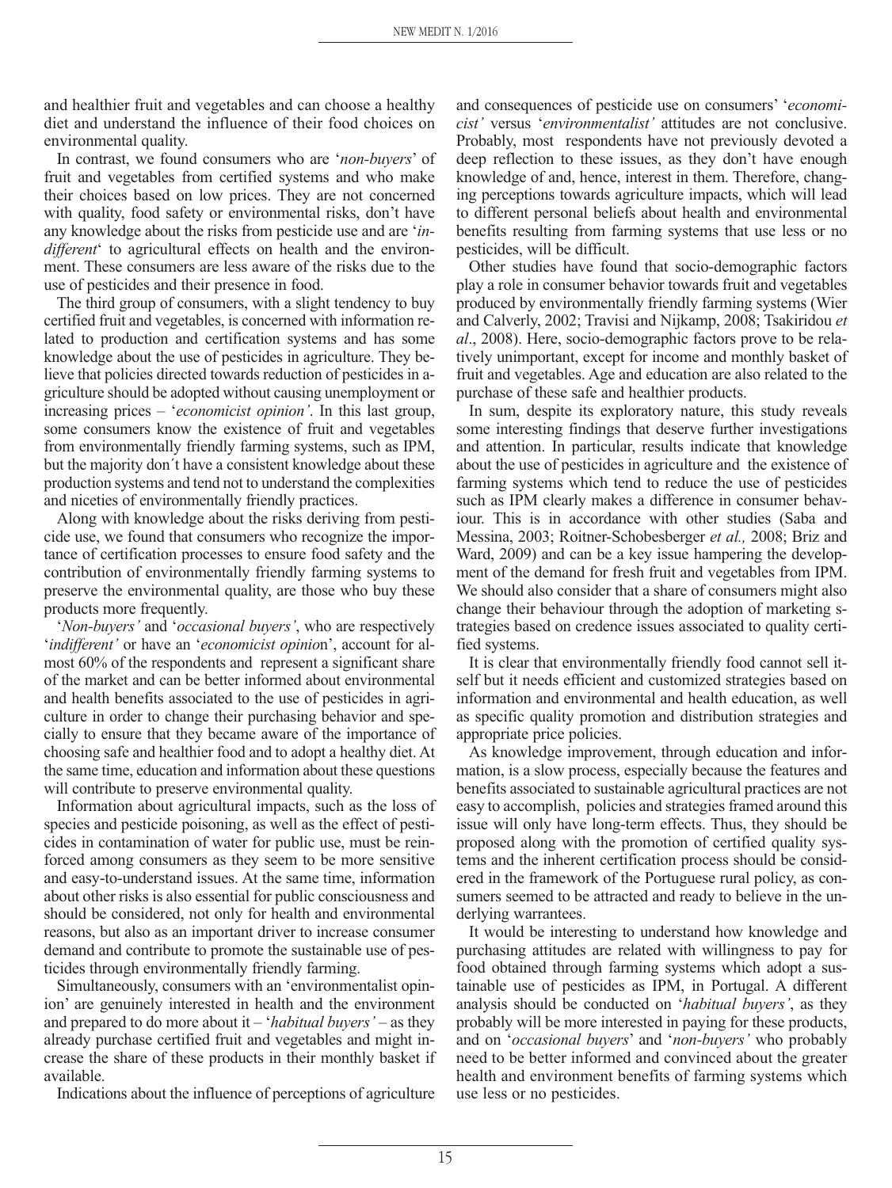and healthier fruit and vegetables and can choose a healthy diet and understand the influence of their food choices on environmental quality.

In contrast, we found consumers who are '*non-buyers*' of fruit and vegetables from certified systems and who make their choices based on low prices. They are not concerned with quality, food safety or environmental risks, don't have any knowledge about the risks from pesticide use and are '*indifferent*' to agricultural effects on health and the environment. These consumers are less aware of the risks due to the use of pesticides and their presence in food.

The third group of consumers, with a slight tendency to buy certified fruit and vegetables, is concerned with information related to production and certification systems and has some knowledge about the use of pesticides in agriculture. They believe that policies directed towards reduction of pesticides in agriculture should be adopted without causing unemployment or increasing prices – '*economicist opinion'*. In this last group, some consumers know the existence of fruit and vegetables from environmentally friendly farming systems, such as IPM, but the majority don´t have a consistent knowledge about these production systems and tend not to understand the complexities and niceties of environmentally friendly practices.

Along with knowledge about the risks deriving from pesticide use, we found that consumers who recognize the importance of certification processes to ensure food safety and the contribution of environmentally friendly farming systems to preserve the environmental quality, are those who buy these products more frequently.

'*Non-buyers'* and '*occasional buyers'*, who are respectively '*indifferent'* or have an '*economicist opinion*', account for almost 60% of the respondents and represent a significant share of the market and can be better informed about environmental and health benefits associated to the use of pesticides in agriculture in order to change their purchasing behavior and specially to ensure that they became aware of the importance of choosing safe and healthier food and to adopt a healthy diet. At the same time, education and information about these questions will contribute to preserve environmental quality.

Information about agricultural impacts, such as the loss of species and pesticide poisoning, as well as the effect of pesticides in contamination of water for public use, must be reinforced among consumers as they seem to be more sensitive and easy-to-understand issues. At the same time, information about other risks is also essential for public consciousness and should be considered, not only for health and environmental reasons, but also as an important driver to increase consumer demand and contribute to promote the sustainable use of pesticides through environmentally friendly farming.

Simultaneously, consumers with an 'environmentalist opinion' are genuinely interested in health and the environment and prepared to do more about it – '*habitual buyers'* – as they already purchase certified fruit and vegetables and might increase the share of these products in their monthly basket if available.

Indications about the influence of perceptions of agriculture and consequences of pesticide use on consumers' '*economicist'* versus '*environmentalist'* attitudes are not conclusive. Probably, most respondents have not previously devoted a deep reflection to these issues, as they don't have enough knowledge of and, hence, interest in them. Therefore, changing perceptions towards agriculture impacts, which will lead to different personal beliefs about health and environmental benefits resulting from farming systems that use less or no pesticides, will be difficult.

Other studies have found that socio-demographic factors play a role in consumer behavior towards fruit and vegetables produced by environmentally friendly farming systems (Wier and Calverly, 2002; Travisi and Nijkamp, 2008; Tsakiridou *et al*., 2008). Here, socio-demographic factors prove to be relatively unimportant, except for income and monthly basket of fruit and vegetables. Age and education are also related to the purchase of these safe and healthier products.

In sum, despite its exploratory nature, this study reveals some interesting findings that deserve further investigations and attention. In particular, results indicate that knowledge about the use of pesticides in agriculture and the existence of farming systems which tend to reduce the use of pesticides such as IPM clearly makes a difference in consumer behaviour. This is in accordance with other studies (Saba and Messina, 2003; Roitner-Schobesberger *et al.,* 2008; Briz and Ward, 2009) and can be a key issue hampering the development of the demand for fresh fruit and vegetables from IPM. We should also consider that a share of consumers might also change their behaviour through the adoption of marketing strategies based on credence issues associated to quality certified systems.

It is clear that environmentally friendly food cannot sell itself but it needs efficient and customized strategies based on information and environmental and health education, as well as specific quality promotion and distribution strategies and appropriate price policies.

As knowledge improvement, through education and information, is a slow process, especially because the features and benefits associated to sustainable agricultural practices are not easy to accomplish, policies and strategies framed around this issue will only have long-term effects. Thus, they should be proposed along with the promotion of certified quality systems and the inherent certification process should be considered in the framework of the Portuguese rural policy, as consumers seemed to be attracted and ready to believe in the underlying warrantees.

It would be interesting to understand how knowledge and purchasing attitudes are related with willingness to pay for food obtained through farming systems which adopt a sustainable use of pesticides as IPM, in Portugal. A different analysis should be conducted on '*habitual buyers'*, as they probably will be more interested in paying for these products, and on '*occasional buyers*' and '*non-buyers'* who probably need to be better informed and convinced about the greater health and environment benefits of farming systems which use less or no pesticides.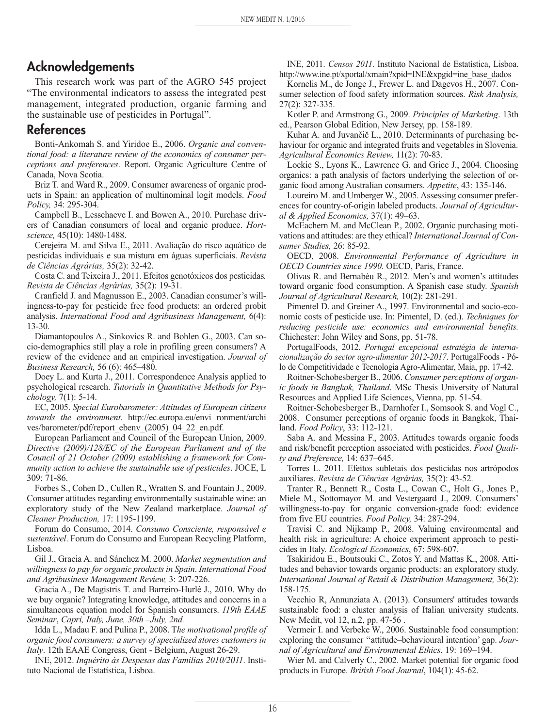## Acknowledgements

This research work was part of the AGRO 545 project "The environmental indicators to assess the integrated pest management, integrated production, organic farming and the sustainable use of pesticides in Portugal".

## References

Bonti-Ankomah S. and Yiridoe E., 2006. *Organic and conventional food: a literature review of the economics of consumer perceptions and preferences*. Report. Organic Agriculture Centre of Canada, Nova Scotia.

Briz T. and Ward R., 2009. Consumer awareness of organic products in Spain: an application of multinominal logit models. *Food Policy,* 34: 295-304.

Campbell B., Lesschaeve I. and Bowen A., 2010. Purchase drivers of Canadian consumers of local and organic produce. *Hortscience,* 45(10): 1480-1488.

Cerejeira M. and Silva E., 2011. Avaliação do risco aquático de pesticidas individuais e sua mistura em águas superficiais. *Revista de Ciências Agrárias,* 35(2): 32-42.

Costa C. and Teixeira J., 2011. Efeitos genotóxicos dos pesticidas. *Revista de Ciências Agrárias,* 35(2): 19-31.

Cranfield J. and Magnusson E., 2003. Canadian consumer's willingness-to-pay for pesticide free food products: an ordered probit analysis. *International Food and Agribusiness Management,* 6(4): 13-30.

Diamantopoulos A., Sinkovics R. and Bohlen G., 2003. Can socio-demographics still play a role in profiling green consumers? A review of the evidence and an empirical investigation. *Journal of Business Research,* 56 (6): 465–480.

Doey L. and Kurta J., 2011. Correspondence Analysis applied to psychological research. *Tutorials in Quantitative Methods for Psychology,* 7(1): 5-14.

EC, 2005. *Special Eurobarometer: Attitudes of European citizens towards the environment*. http://ec.europa.eu/envi ronment/archi ves/barometer/pdf/report_ebenv_(2005)_04_22_en.pdf.

European Parliament and Council of the European Union, 2009. *Directive (2009)/128/EC of the European Parliament and of the Council of 21 October (2009) establishing a framework for Community action to achieve the sustainable use of pesticides*. JOCE, L 309: 71-86.

Forbes S., Cohen D., Cullen R., Wratten S. and Fountain J., 2009. Consumer attitudes regarding environmentally sustainable wine: an exploratory study of the New Zealand marketplace. *Journal of Cleaner Production,* 17: 1195-1199.

Forum do Consumo, 2014. *Consumo Consciente, responsável e sustentável*. Forum do Consumo and European Recycling Platform, Lisboa.

Gil J., Gracia A. and Sánchez M. 2000. *Market segmentation and willingness to pay for organic products in Spain*. *International Food and Agribusiness Management Review,* 3: 207-226.

Gracia A., De Magistris T. and Barreiro-Hurlé J., 2010. Why do we buy organic? Integrating knowledge, attitudes and concerns in a simultaneous equation model for Spanish consumers. *119th EAAE Seminar*, *Capri, Italy, June, 30th –July, 2nd.*

Idda L., Madau F. and Pulina P., 2008. *The motivational profile of organic food consumers: a survey of specialized stores customers in Italy*. 12th EAAE Congress, Gent - Belgium, August 26-29.

INE, 2012. *Inquérito às Despesas das Famílias 2010/2011*. Instituto Nacional de Estatística, Lisboa.

INE, 2011. *Censos 2011*. Instituto Nacional de Estatística, Lisboa. http://www.ine.pt/xportal/xmain?xpid=INE&xpgid=ine_base_dados

Kornelis M., de Jonge J., Frewer L. and Dagevos H., 2007. Consumer selection of food safety information sources. *Risk Analysis,* 27(2): 327-335.

Kotler P. and Armstrong G., 2009. *Principles of Marketing*. 13th ed., Pearson Global Edition, New Jersey, pp. 158-189.

Kuhar A. and Juvančič L., 2010. Determinants of purchasing behaviour for organic and integrated fruits and vegetables in Slovenia. *Agricultural Economics Review,* 11(2): 70-83.

Lockie S., Lyons K., Lawrence G. and Grice J., 2004. Choosing organics: a path analysis of factors underlying the selection of organic food among Australian consumers. *Appetite*, 43: 135-146.

Loureiro M. and Umberger W., 2005. Assessing consumer preferences for country-of-origin labeled products. *Journal of Agricultural & Applied Economics,* 37(1): 49–63.

McEachern M. and McClean P., 2002. Organic purchasing motivations and attitudes: are they ethical? *International Journal of Consumer Studies,* 26: 85-92.

OECD, 2008. *Environmental Performance of Agriculture in OECD Countries since 1990.* OECD, Paris, France.

Olivas R. and Bernabéu R., 2012. Men's and women's attitudes toward organic food consumption. A Spanish case study. *Spanish Journal of Agricultural Research,* 10(2): 281-291.

Pimentel D. and Greiner A., 1997. Environmental and socio-economic costs of pesticide use. In: Pimentel, D. (ed.). *Techniques for reducing pesticide use: economics and environmental benefits.* Chichester: John Wiley and Sons, pp. 51-78.

PortugalFoods, 2012. *Portugal excepcional estratégia de internacionalização do sector agro-alimentar 2012-2017*. PortugalFoods - Pólo de Competitividade e Tecnologia Agro-Alimentar, Maia, pp. 17-42.

Roitner-Schobesberger B., 2006. *Consumer perceptions of organic foods in Bangkok, Thailand*. MSc Thesis University of Natural Resources and Applied Life Sciences, Vienna, pp. 51-54.

Roitner-Schobesberger B., Darnhofer I., Somsook S. and Vogl C., 2008. Consumer perceptions of organic foods in Bangkok, Thailand. *Food Policy*, 33: 112-121.

Saba A. and Messina F., 2003. Attitudes towards organic foods and risk/benefit perception associated with pesticides. *Food Quality and Preference,* 14: 637–645.

Torres L. 2011. Efeitos subletais dos pesticidas nos artrópodos auxiliares. *Revista de Ciências Agrárias,* 35(2): 43-52.

Tranter R., Bennett R., Costa L., Cowan C., Holt G., Jones P., Miele M., Sottomayor M. and Vestergaard J., 2009. Consumers' willingness-to-pay for organic conversion-grade food: evidence from five EU countries. *Food Policy,* 34: 287-294.

Travisi C. and Nijkamp P., 2008. Valuing environmental and health risk in agriculture: A choice experiment approach to pesticides in Italy. *Ecological Economics*, 67: 598-607.

Tsakiridou E., Boutsouki C., Zotos Y. and Mattas K., 2008. Attitudes and behavior towards organic products: an exploratory study. *International Journal of Retail & Distribution Management,* 36(2): 158-175.

Vecchio R, Annunziata A. (2013). Consumers' attitudes towards sustainable food: a cluster analysis of Italian university students. New Medit, vol 12, n.2, pp. 47-56 .

Vermeir I. and Verbeke W., 2006. Sustainable food consumption: exploring the consumer ''attitude–behavioural intention' gap. *Journal of Agricultural and Environmental Ethics*, 19: 169–194.

Wier M. and Calverly C., 2002. Market potential for organic food products in Europe. *British Food Journal*, 104(1): 45-62.